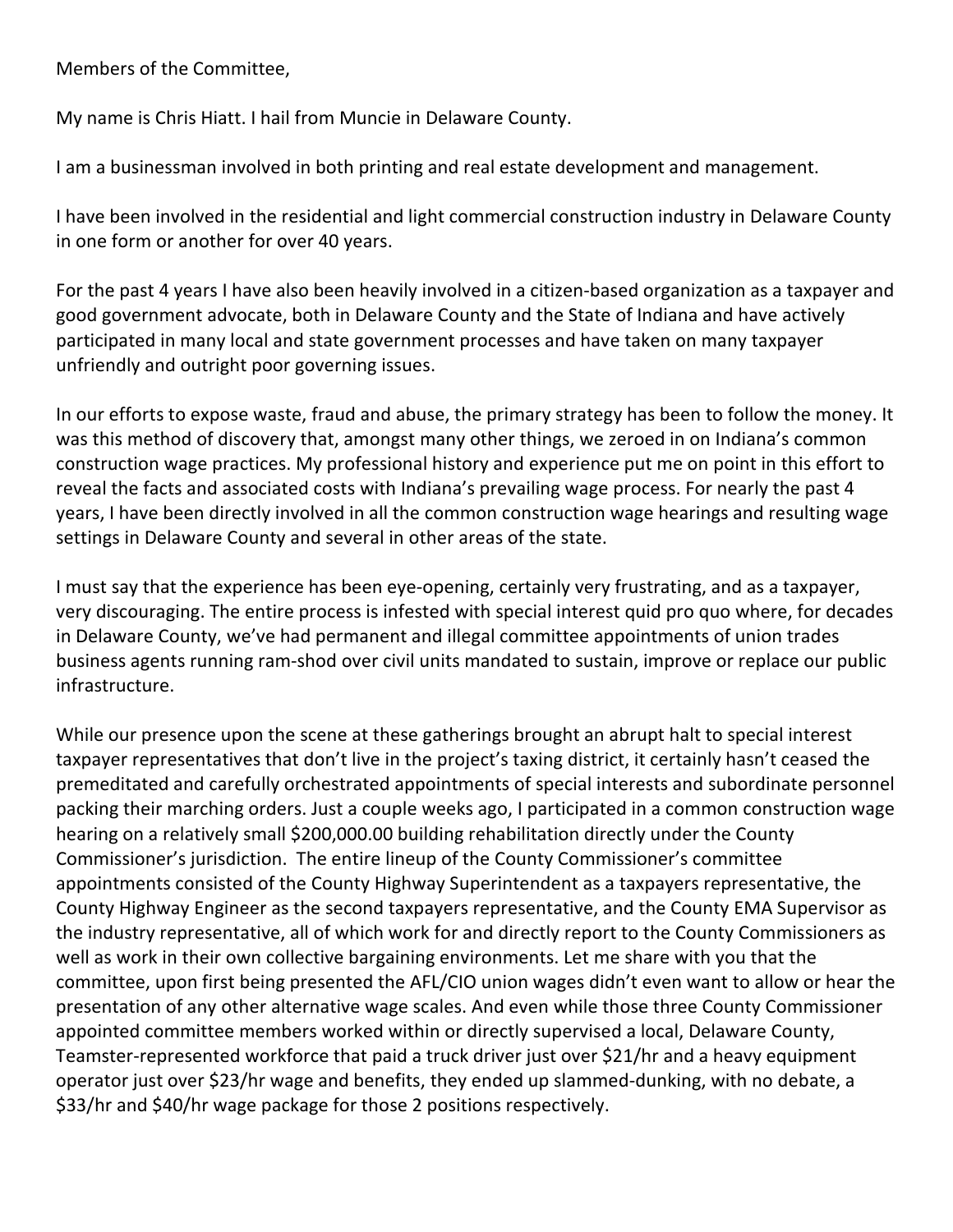Members of the Committee,

My name is Chris Hiatt. I hail from Muncie in Delaware County.

I am a businessman involved in both printing and real estate development and management.

I have been involved in the residential and light commercial construction industry in Delaware County in one form or another for over 40 years.

For the past 4 years I have also been heavily involved in a citizen-based organization as a taxpayer and good government advocate, both in Delaware County and the State of Indiana and have actively participated in many local and state government processes and have taken on many taxpayer unfriendly and outright poor governing issues.

In our efforts to expose waste, fraud and abuse, the primary strategy has been to follow the money. It was this method of discovery that, amongst many other things, we zeroed in on Indiana's common construction wage practices. My professional history and experience put me on point in this effort to reveal the facts and associated costs with Indiana's prevailing wage process. For nearly the past 4 years, I have been directly involved in all the common construction wage hearings and resulting wage settings in Delaware County and several in other areas of the state.

I must say that the experience has been eye-opening, certainly very frustrating, and as a taxpayer, very discouraging. The entire process is infested with special interest quid pro quo where, for decades in Delaware County, we've had permanent and illegal committee appointments of union trades business agents running ram-shod over civil units mandated to sustain, improve or replace our public infrastructure.

While our presence upon the scene at these gatherings brought an abrupt halt to special interest taxpayer representatives that don't live in the project's taxing district, it certainly hasn't ceased the premeditated and carefully orchestrated appointments of special interests and subordinate personnel packing their marching orders. Just a couple weeks ago, I participated in a common construction wage hearing on a relatively small $200,000.00 building rehabilitation directly under the County Commissioner's jurisdiction. The entire lineup of the County Commissioner's committee appointments consisted of the County Highway Superintendent as a taxpayers representative, the County Highway Engineer as the second taxpayers representative, and the County EMA Supervisor as the industry representative, all of which work for and directly report to the County Commissioners as well as work in their own collective bargaining environments. Let me share with you that the committee, upon first being presented the AFL/CIO union wages didn't even want to allow or hear the presentation of any other alternative wage scales. And even while those three County Commissioner appointed committee members worked within or directly supervised a local, Delaware County, Teamster-represented workforce that paid a truck driver just over $21/hr and a heavy equipment operator just over $23/hr wage and benefits, they ended up slammed-dunking, with no debate, a $33/hr and $40/hr wage package for those 2 positions respectively.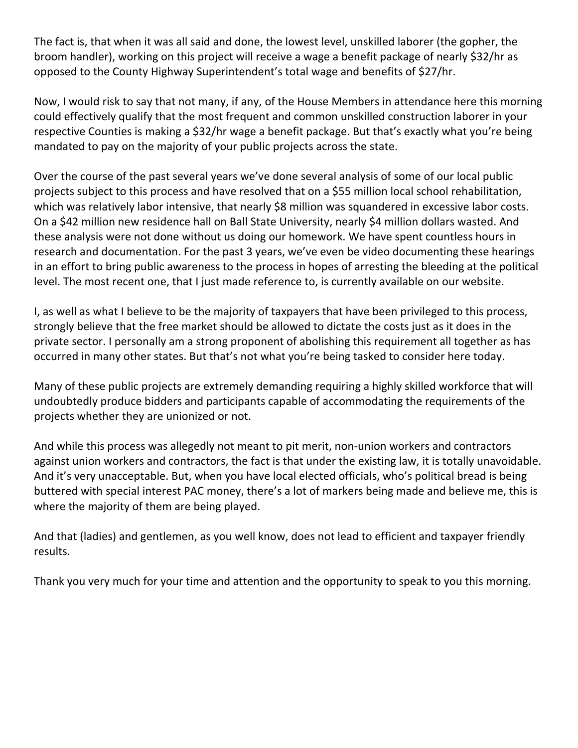The fact is, that when it was all said and done, the lowest level, unskilled laborer (the gopher, the broom handler), working on this project will receive a wage a benefit package of nearly $32/hr as opposed to the County Highway Superintendent's total wage and benefits of $27/hr.

Now, I would risk to say that not many, if any, of the House Members in attendance here this morning could effectively qualify that the most frequent and common unskilled construction laborer in your respective Counties is making a $32/hr wage a benefit package. But that's exactly what you're being mandated to pay on the majority of your public projects across the state.

Over the course of the past several years we've done several analysis of some of our local public projects subject to this process and have resolved that on a $55 million local school rehabilitation, which was relatively labor intensive, that nearly $8 million was squandered in excessive labor costs. On a $42 million new residence hall on Ball State University, nearly $4 million dollars wasted. And these analysis were not done without us doing our homework. We have spent countless hours in research and documentation. For the past 3 years, we've even be video documenting these hearings in an effort to bring public awareness to the process in hopes of arresting the bleeding at the political level. The most recent one, that I just made reference to, is currently available on our website.

I, as well as what I believe to be the majority of taxpayers that have been privileged to this process, strongly believe that the free market should be allowed to dictate the costs just as it does in the private sector. I personally am a strong proponent of abolishing this requirement all together as has occurred in many other states. But that's not what you're being tasked to consider here today.

Many of these public projects are extremely demanding requiring a highly skilled workforce that will undoubtedly produce bidders and participants capable of accommodating the requirements of the projects whether they are unionized or not.

And while this process was allegedly not meant to pit merit, non-union workers and contractors against union workers and contractors, the fact is that under the existing law, it is totally unavoidable. And it's very unacceptable. But, when you have local elected officials, who's political bread is being buttered with special interest PAC money, there's a lot of markers being made and believe me, this is where the majority of them are being played.

And that (ladies) and gentlemen, as you well know, does not lead to efficient and taxpayer friendly results.

Thank you very much for your time and attention and the opportunity to speak to you this morning.